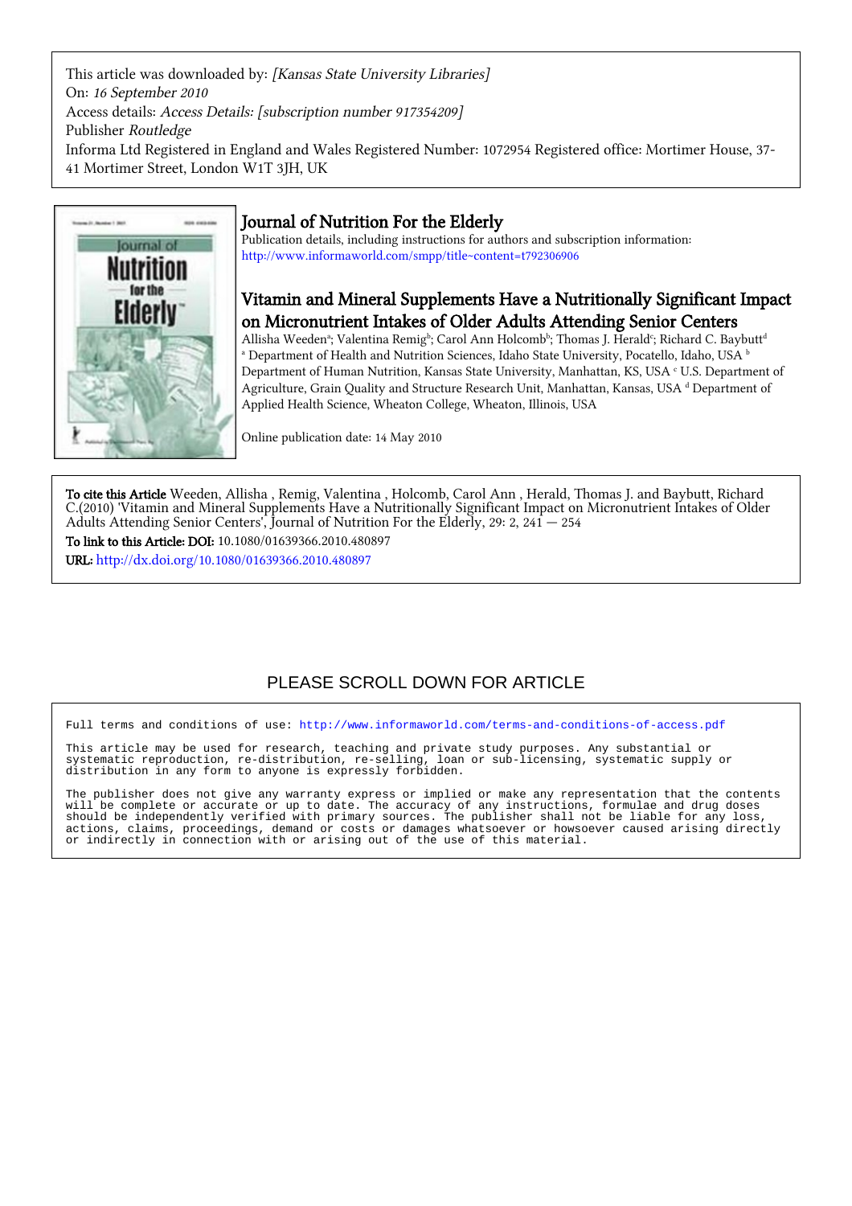This article was downloaded by: *[Kansas State University Libraries]*
On: *16 September 2010*
Access details: *Access Details: [subscription number 917354209]*
Publisher *Routledge*
Informa Ltd Registered in England and Wales Registered Number: 1072954 Registered office: Mortimer House, 37-41 Mortimer Street, London W1T 3JH, UK

# Journal of Nutrition For the Elderly

Publication details, including instructions for authors and subscription information:
http://www.informaworld.com/smpp/title~content=t792306906

## Vitamin and Mineral Supplements Have a Nutritionally Significant Impact on Micronutrient Intakes of Older Adults Attending Senior Centers

Allisha Weeden[a]; Valentina Remig[b]; Carol Ann Holcomb[b]; Thomas J. Herald[c]; Richard C. Baybutt[d]
[a] Department of Health and Nutrition Sciences, Idaho State University, Pocatello, Idaho, USA [b] Department of Human Nutrition, Kansas State University, Manhattan, KS, USA [c] U.S. Department of Agriculture, Grain Quality and Structure Research Unit, Manhattan, Kansas, USA [d] Department of Applied Health Science, Wheaton College, Wheaton, Illinois, USA

Online publication date: 14 May 2010

**To cite this Article** Weeden, Allisha , Remig, Valentina , Holcomb, Carol Ann , Herald, Thomas J. and Baybutt, Richard C.(2010) 'Vitamin and Mineral Supplements Have a Nutritionally Significant Impact on Micronutrient Intakes of Older Adults Attending Senior Centers', Journal of Nutrition For the Elderly, 29: 2, 241 — 254

**To link to this Article: DOI:** 10.1080/01639366.2010.480897

**URL:** http://dx.doi.org/10.1080/01639366.2010.480897

PLEASE SCROLL DOWN FOR ARTICLE

Full terms and conditions of use: http://www.informaworld.com/terms-and-conditions-of-access.pdf

This article may be used for research, teaching and private study purposes. Any substantial or systematic reproduction, re-distribution, re-selling, loan or sub-licensing, systematic supply or distribution in any form to anyone is expressly forbidden.

The publisher does not give any warranty express or implied or make any representation that the contents will be complete or accurate or up to date. The accuracy of any instructions, formulae and drug doses should be independently verified with primary sources. The publisher shall not be liable for any loss, actions, claims, proceedings, demand or costs or damages whatsoever or howsoever caused arising directly or indirectly in connection with or arising out of the use of this material.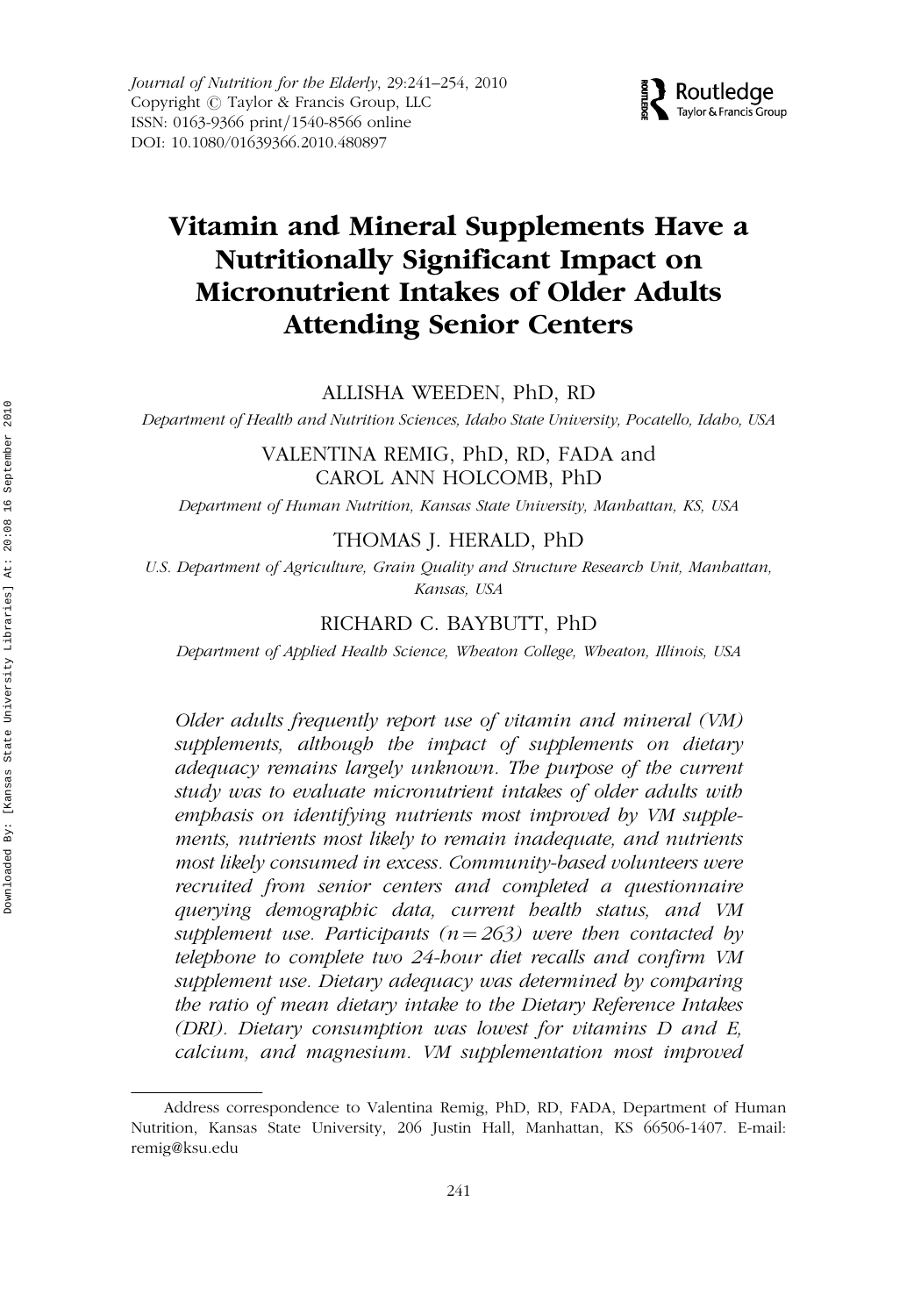# Vitamin and Mineral Supplements Have a Nutritionally Significant Impact on Micronutrient Intakes of Older Adults Attending Senior Centers

ALLISHA WEEDEN, PhD, RD

*Department of Health and Nutrition Sciences, Idaho State University, Pocatello, Idaho, USA*

VALENTINA REMIG, PhD, RD, FADA and CAROL ANN HOLCOMB, PhD

*Department of Human Nutrition, Kansas State University, Manhattan, KS, USA*

THOMAS J. HERALD, PhD

*U.S. Department of Agriculture, Grain Quality and Structure Research Unit, Manhattan, Kansas, USA*

RICHARD C. BAYBUTT, PhD

*Department of Applied Health Science, Wheaton College, Wheaton, Illinois, USA*

*Older adults frequently report use of vitamin and mineral (VM) supplements, although the impact of supplements on dietary adequacy remains largely unknown. The purpose of the current study was to evaluate micronutrient intakes of older adults with emphasis on identifying nutrients most improved by VM supplements, nutrients most likely to remain inadequate, and nutrients most likely consumed in excess. Community-based volunteers were recruited from senior centers and completed a questionnaire querying demographic data, current health status, and VM supplement use. Participants (n = 263) were then contacted by telephone to complete two 24-hour diet recalls and confirm VM supplement use. Dietary adequacy was determined by comparing the ratio of mean dietary intake to the Dietary Reference Intakes (DRI). Dietary consumption was lowest for vitamins D and E, calcium, and magnesium. VM supplementation most improved*

Address correspondence to Valentina Remig, PhD, RD, FADA, Department of Human Nutrition, Kansas State University, 206 Justin Hall, Manhattan, KS 66506-1407. E-mail: remig@ksu.edu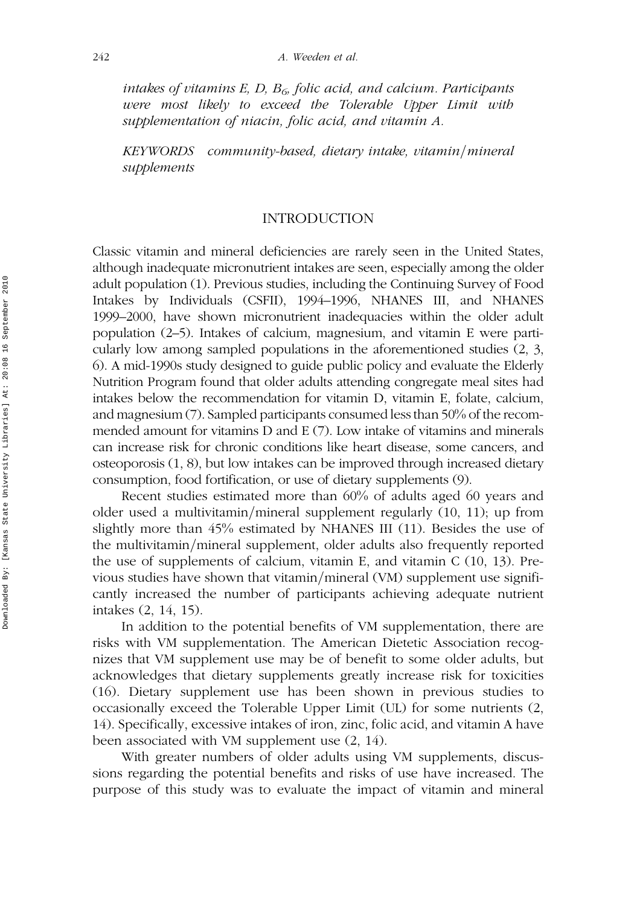*intakes of vitamins E, D, $B_6$, folic acid, and calcium. Participants were most likely to exceed the Tolerable Upper Limit with supplementation of niacin, folic acid, and vitamin A.*

*KEYWORDS community-based, dietary intake, vitamin/mineral supplements*

## INTRODUCTION

Classic vitamin and mineral deficiencies are rarely seen in the United States, although inadequate micronutrient intakes are seen, especially among the older adult population (1). Previous studies, including the Continuing Survey of Food Intakes by Individuals (CSFII), 1994–1996, NHANES III, and NHANES 1999–2000, have shown micronutrient inadequacies within the older adult population (2–5). Intakes of calcium, magnesium, and vitamin E were particularly low among sampled populations in the aforementioned studies (2, 3, 6). A mid-1990s study designed to guide public policy and evaluate the Elderly Nutrition Program found that older adults attending congregate meal sites had intakes below the recommendation for vitamin D, vitamin E, folate, calcium, and magnesium (7). Sampled participants consumed less than 50% of the recommended amount for vitamins D and E (7). Low intake of vitamins and minerals can increase risk for chronic conditions like heart disease, some cancers, and osteoporosis (1, 8), but low intakes can be improved through increased dietary consumption, food fortification, or use of dietary supplements (9).

Recent studies estimated more than 60% of adults aged 60 years and older used a multivitamin/mineral supplement regularly (10, 11); up from slightly more than 45% estimated by NHANES III (11). Besides the use of the multivitamin/mineral supplement, older adults also frequently reported the use of supplements of calcium, vitamin E, and vitamin C (10, 13). Previous studies have shown that vitamin/mineral (VM) supplement use significantly increased the number of participants achieving adequate nutrient intakes (2, 14, 15).

In addition to the potential benefits of VM supplementation, there are risks with VM supplementation. The American Dietetic Association recognizes that VM supplement use may be of benefit to some older adults, but acknowledges that dietary supplements greatly increase risk for toxicities (16). Dietary supplement use has been shown in previous studies to occasionally exceed the Tolerable Upper Limit (UL) for some nutrients (2, 14). Specifically, excessive intakes of iron, zinc, folic acid, and vitamin A have been associated with VM supplement use (2, 14).

With greater numbers of older adults using VM supplements, discussions regarding the potential benefits and risks of use have increased. The purpose of this study was to evaluate the impact of vitamin and mineral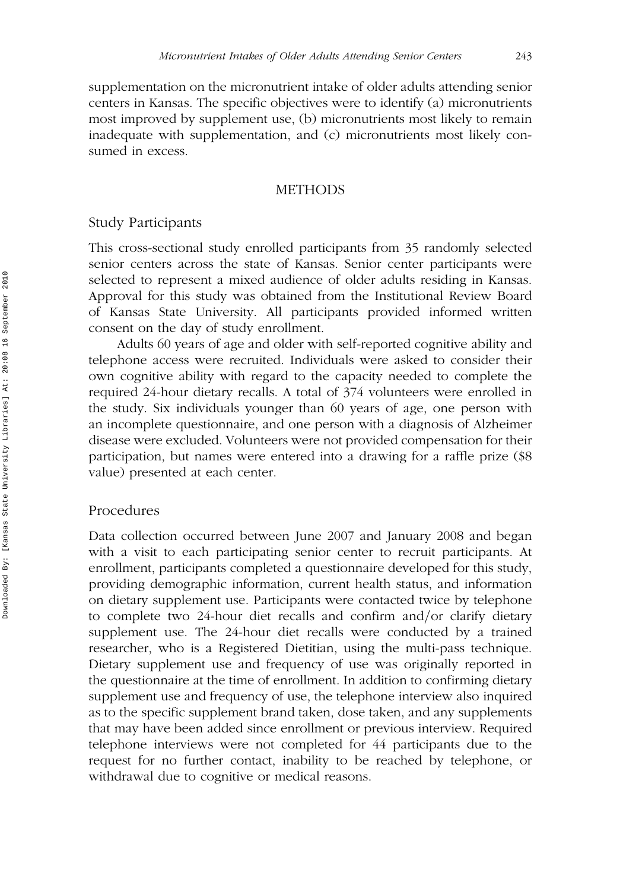supplementation on the micronutrient intake of older adults attending senior centers in Kansas. The specific objectives were to identify (a) micronutrients most improved by supplement use, (b) micronutrients most likely to remain inadequate with supplementation, and (c) micronutrients most likely consumed in excess.

## METHODS

### Study Participants

This cross-sectional study enrolled participants from 35 randomly selected senior centers across the state of Kansas. Senior center participants were selected to represent a mixed audience of older adults residing in Kansas. Approval for this study was obtained from the Institutional Review Board of Kansas State University. All participants provided informed written consent on the day of study enrollment.

Adults 60 years of age and older with self-reported cognitive ability and telephone access were recruited. Individuals were asked to consider their own cognitive ability with regard to the capacity needed to complete the required 24-hour dietary recalls. A total of 374 volunteers were enrolled in the study. Six individuals younger than 60 years of age, one person with an incomplete questionnaire, and one person with a diagnosis of Alzheimer disease were excluded. Volunteers were not provided compensation for their participation, but names were entered into a drawing for a raffle prize ($8 value) presented at each center.

### Procedures

Data collection occurred between June 2007 and January 2008 and began with a visit to each participating senior center to recruit participants. At enrollment, participants completed a questionnaire developed for this study, providing demographic information, current health status, and information on dietary supplement use. Participants were contacted twice by telephone to complete two 24-hour diet recalls and confirm and/or clarify dietary supplement use. The 24-hour diet recalls were conducted by a trained researcher, who is a Registered Dietitian, using the multi-pass technique. Dietary supplement use and frequency of use was originally reported in the questionnaire at the time of enrollment. In addition to confirming dietary supplement use and frequency of use, the telephone interview also inquired as to the specific supplement brand taken, dose taken, and any supplements that may have been added since enrollment or previous interview. Required telephone interviews were not completed for 44 participants due to the request for no further contact, inability to be reached by telephone, or withdrawal due to cognitive or medical reasons.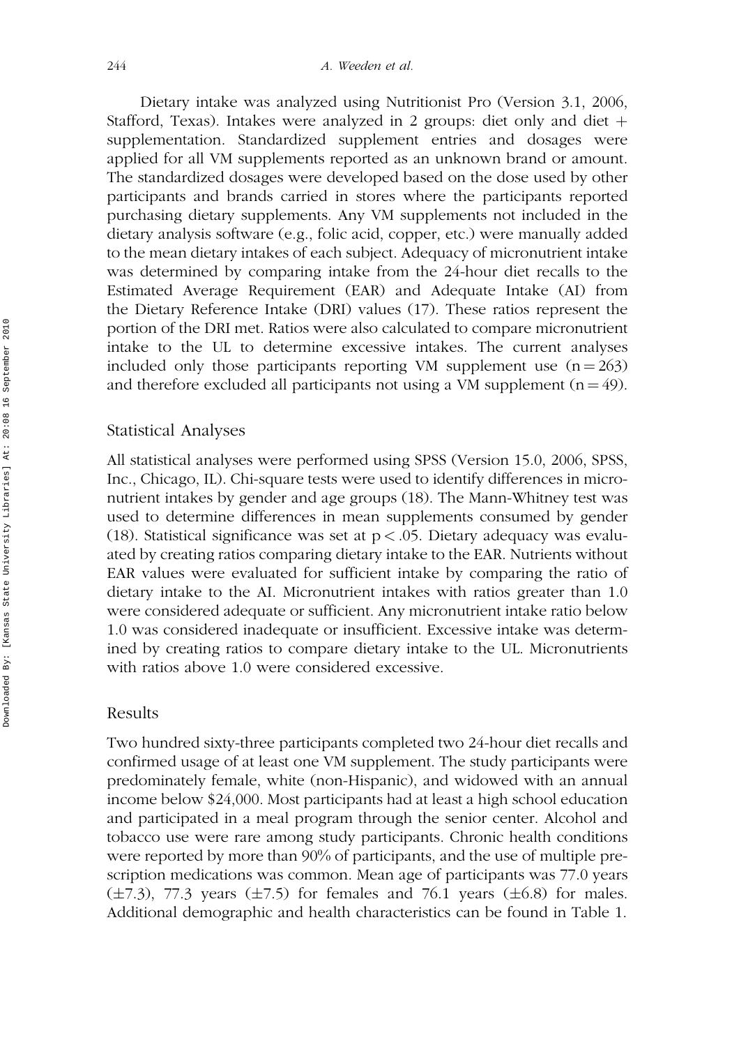Dietary intake was analyzed using Nutritionist Pro (Version 3.1, 2006, Stafford, Texas). Intakes were analyzed in 2 groups: diet only and diet + supplementation. Standardized supplement entries and dosages were applied for all VM supplements reported as an unknown brand or amount. The standardized dosages were developed based on the dose used by other participants and brands carried in stores where the participants reported purchasing dietary supplements. Any VM supplements not included in the dietary analysis software (e.g., folic acid, copper, etc.) were manually added to the mean dietary intakes of each subject. Adequacy of micronutrient intake was determined by comparing intake from the 24-hour diet recalls to the Estimated Average Requirement (EAR) and Adequate Intake (AI) from the Dietary Reference Intake (DRI) values (17). These ratios represent the portion of the DRI met. Ratios were also calculated to compare micronutrient intake to the UL to determine excessive intakes. The current analyses included only those participants reporting VM supplement use ($n = 263$) and therefore excluded all participants not using a VM supplement ($n = 49$).

## Statistical Analyses

All statistical analyses were performed using SPSS (Version 15.0, 2006, SPSS, Inc., Chicago, IL). Chi-square tests were used to identify differences in micronutrient intakes by gender and age groups (18). The Mann-Whitney test was used to determine differences in mean supplements consumed by gender (18). Statistical significance was set at $p < .05$. Dietary adequacy was evaluated by creating ratios comparing dietary intake to the EAR. Nutrients without EAR values were evaluated for sufficient intake by comparing the ratio of dietary intake to the AI. Micronutrient intakes with ratios greater than 1.0 were considered adequate or sufficient. Any micronutrient intake ratio below 1.0 was considered inadequate or insufficient. Excessive intake was determined by creating ratios to compare dietary intake to the UL. Micronutrients with ratios above 1.0 were considered excessive.

## Results

Two hundred sixty-three participants completed two 24-hour diet recalls and confirmed usage of at least one VM supplement. The study participants were predominately female, white (non-Hispanic), and widowed with an annual income below $24,000. Most participants had at least a high school education and participated in a meal program through the senior center. Alcohol and tobacco use were rare among study participants. Chronic health conditions were reported by more than 90% of participants, and the use of multiple prescription medications was common. Mean age of participants was 77.0 years (±7.3), 77.3 years (±7.5) for females and 76.1 years (±6.8) for males. Additional demographic and health characteristics can be found in Table 1.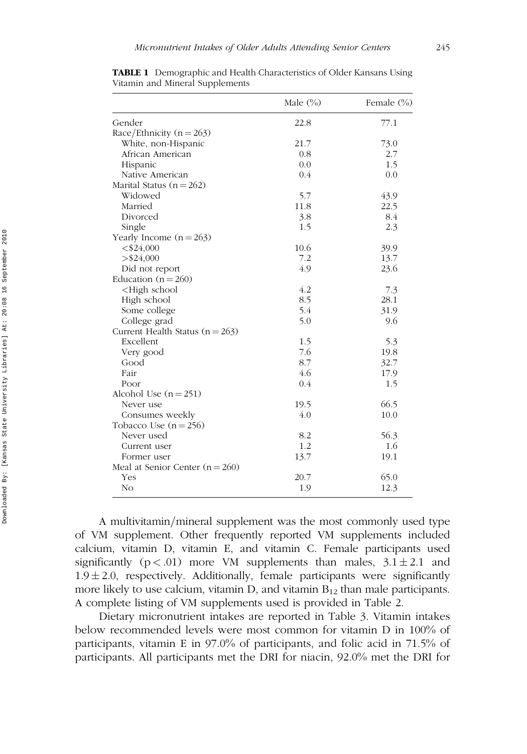**TABLE 1** Demographic and Health Characteristics of Older Kansans Using Vitamin and Mineral Supplements

| | Male (%) | Female (%) |
|---|---|---|
| Gender | 22.8 | 77.1 |
| Race/Ethnicity (n = 263) | | |
| White, non-Hispanic | 21.7 | 73.0 |
| African American | 0.8 | 2.7 |
| Hispanic | 0.0 | 1.5 |
| Native American | 0.4 | 0.0 |
| Marital Status (n = 262) | | |
| Widowed | 5.7 | 43.9 |
| Married | 11.8 | 22.5 |
| Divorced | 3.8 | 8.4 |
| Single | 1.5 | 2.3 |
| Yearly Income (n = 263) | | |
| <$24,000 | 10.6 | 39.9 |
| >$24,000 | 7.2 | 13.7 |
| Did not report | 4.9 | 23.6 |
| Education (n = 260) | | |
| <High school | 4.2 | 7.3 |
| High school | 8.5 | 28.1 |
| Some college | 5.4 | 31.9 |
| College grad | 5.0 | 9.6 |
| Current Health Status (n = 263) | | |
| Excellent | 1.5 | 5.3 |
| Very good | 7.6 | 19.8 |
| Good | 8.7 | 32.7 |
| Fair | 4.6 | 17.9 |
| Poor | 0.4 | 1.5 |
| Alcohol Use (n = 251) | | |
| Never use | 19.5 | 66.5 |
| Consumes weekly | 4.0 | 10.0 |
| Tobacco Use (n = 256) | | |
| Never used | 8.2 | 56.3 |
| Current user | 1.2 | 1.6 |
| Former user | 13.7 | 19.1 |
| Meal at Senior Center (n = 260) | | |
| Yes | 20.7 | 65.0 |
| No | 1.9 | 12.3 |

A multivitamin/mineral supplement was the most commonly used type of VM supplement. Other frequently reported VM supplements included calcium, vitamin D, vitamin E, and vitamin C. Female participants used significantly ($p < .01$) more VM supplements than males, $3.1 \pm 2.1$ and $1.9 \pm 2.0$, respectively. Additionally, female participants were significantly more likely to use calcium, vitamin D, and vitamin $B_{12}$ than male participants. A complete listing of VM supplements used is provided in Table 2.

Dietary micronutrient intakes are reported in Table 3. Vitamin intakes below recommended levels were most common for vitamin D in 100% of participants, vitamin E in 97.0% of participants, and folic acid in 71.5% of participants. All participants met the DRI for niacin, 92.0% met the DRI for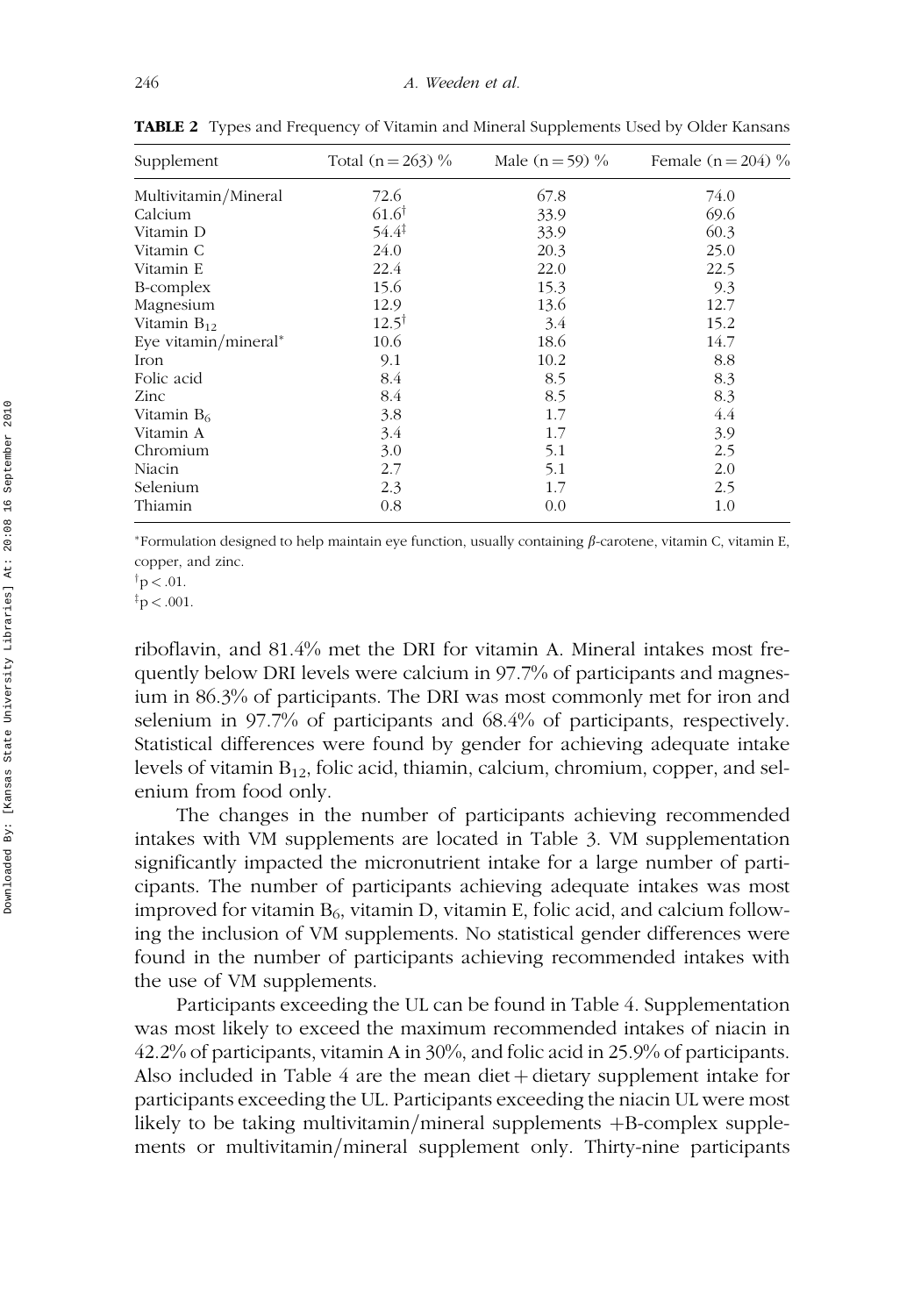**TABLE 2** Types and Frequency of Vitamin and Mineral Supplements Used by Older Kansans

| Supplement | Total (n = 263) % | Male (n = 59) % | Female (n = 204) % |
|---|---|---|---|
| Multivitamin/Mineral | 72.6 | 67.8 | 74.0 |
| Calcium | 61.6[†] | 33.9 | 69.6 |
| Vitamin D | 54.4[‡] | 33.9 | 60.3 |
| Vitamin C | 24.0 | 20.3 | 25.0 |
| Vitamin E | 22.4 | 22.0 | 22.5 |
| B-complex | 15.6 | 15.3 | 9.3 |
| Magnesium | 12.9 | 13.6 | 12.7 |
| Vitamin $B_{12}$ | 12.5[†] | 3.4 | 15.2 |
| Eye vitamin/mineral* | 10.6 | 18.6 | 14.7 |
| Iron | 9.1 | 10.2 | 8.8 |
| Folic acid | 8.4 | 8.5 | 8.3 |
| Zinc | 8.4 | 8.5 | 8.3 |
| Vitamin $B_6$ | 3.8 | 1.7 | 4.4 |
| Vitamin A | 3.4 | 1.7 | 3.9 |
| Chromium | 3.0 | 5.1 | 2.5 |
| Niacin | 2.7 | 5.1 | 2.0 |
| Selenium | 2.3 | 1.7 | 2.5 |
| Thiamin | 0.8 | 0.0 | 1.0 |

*Formulation designed to help maintain eye function, usually containing β-carotene, vitamin C, vitamin E, copper, and zinc.

[†] $p < .01$.

[‡] $p < .001$.

riboflavin, and 81.4% met the DRI for vitamin A. Mineral intakes most frequently below DRI levels were calcium in 97.7% of participants and magnesium in 86.3% of participants. The DRI was most commonly met for iron and selenium in 97.7% of participants and 68.4% of participants, respectively. Statistical differences were found by gender for achieving adequate intake levels of vitamin $B_{12}$, folic acid, thiamin, calcium, chromium, copper, and selenium from food only.

The changes in the number of participants achieving recommended intakes with VM supplements are located in Table 3. VM supplementation significantly impacted the micronutrient intake for a large number of participants. The number of participants achieving adequate intakes was most improved for vitamin $B_6$, vitamin D, vitamin E, folic acid, and calcium following the inclusion of VM supplements. No statistical gender differences were found in the number of participants achieving recommended intakes with the use of VM supplements.

Participants exceeding the UL can be found in Table 4. Supplementation was most likely to exceed the maximum recommended intakes of niacin in 42.2% of participants, vitamin A in 30%, and folic acid in 25.9% of participants. Also included in Table 4 are the mean diet + dietary supplement intake for participants exceeding the UL. Participants exceeding the niacin UL were most likely to be taking multivitamin/mineral supplements +B-complex supplements or multivitamin/mineral supplement only. Thirty-nine participants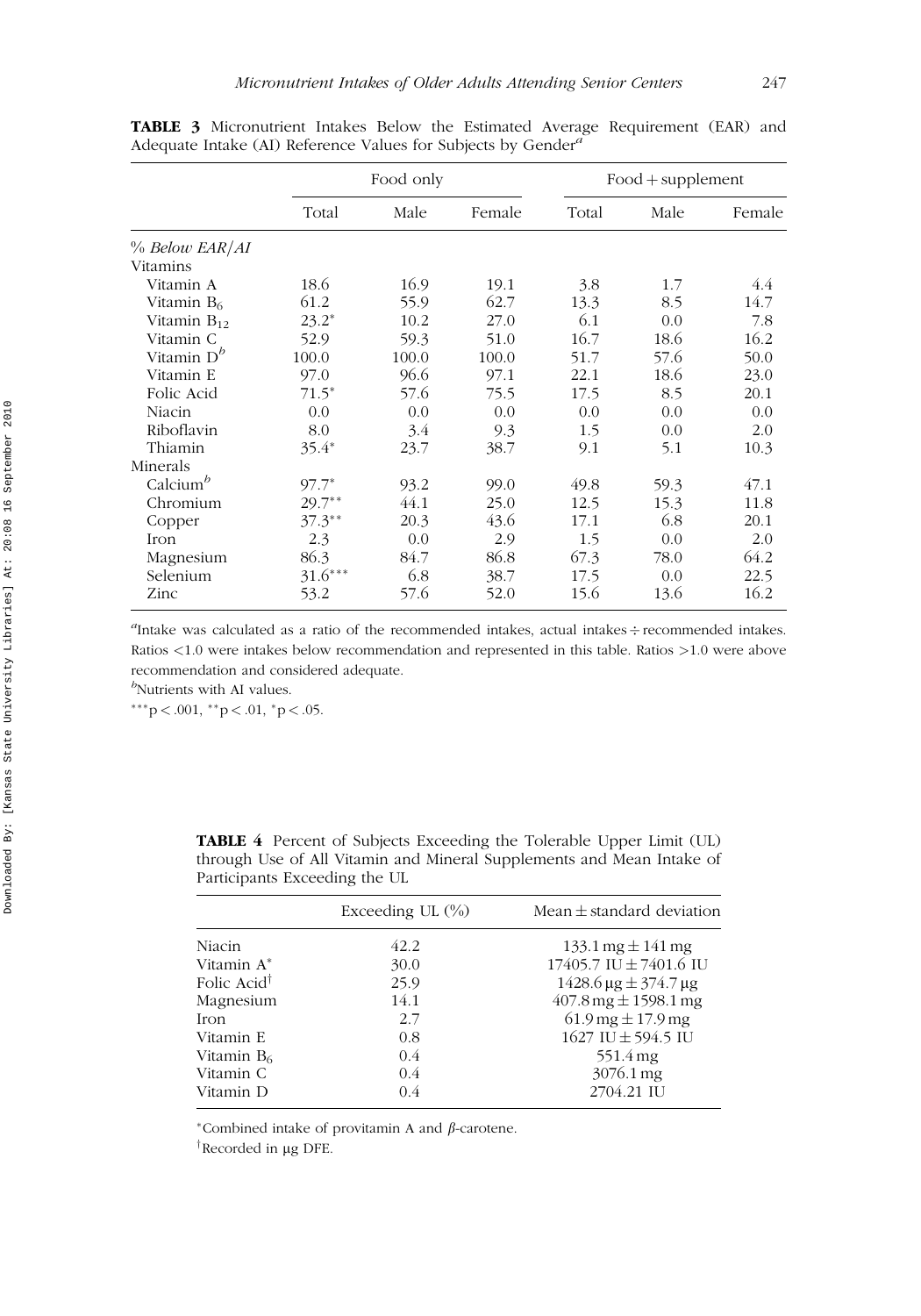**TABLE 3** Micronutrient Intakes Below the Estimated Average Requirement (EAR) and Adequate Intake (AI) Reference Values for Subjects by Gender[a]

| | Food only | | | Food + supplement | | |
|---|---|---|---|---|---|---|
| | Total | Male | Female | Total | Male | Female |
| *% Below EAR/AI* | | | | | | |
| Vitamins | | | | | | |
| Vitamin A | 18.6 | 16.9 | 19.1 | 3.8 | 1.7 | 4.4 |
| Vitamin $B_6$ | 61.2 | 55.9 | 62.7 | 13.3 | 8.5 | 14.7 |
| Vitamin $B_{12}$ | 23.2* | 10.2 | 27.0 | 6.1 | 0.0 | 7.8 |
| Vitamin C | 52.9 | 59.3 | 51.0 | 16.7 | 18.6 | 16.2 |
| Vitamin D[b] | 100.0 | 100.0 | 100.0 | 51.7 | 57.6 | 50.0 |
| Vitamin E | 97.0 | 96.6 | 97.1 | 22.1 | 18.6 | 23.0 |
| Folic Acid | 71.5* | 57.6 | 75.5 | 17.5 | 8.5 | 20.1 |
| Niacin | 0.0 | 0.0 | 0.0 | 0.0 | 0.0 | 0.0 |
| Riboflavin | 8.0 | 3.4 | 9.3 | 1.5 | 0.0 | 2.0 |
| Thiamin | 35.4* | 23.7 | 38.7 | 9.1 | 5.1 | 10.3 |
| Minerals | | | | | | |
| Calcium[b] | 97.7* | 93.2 | 99.0 | 49.8 | 59.3 | 47.1 |
| Chromium | 29.7** | 44.1 | 25.0 | 12.5 | 15.3 | 11.8 |
| Copper | 37.3** | 20.3 | 43.6 | 17.1 | 6.8 | 20.1 |
| Iron | 2.3 | 0.0 | 2.9 | 1.5 | 0.0 | 2.0 |
| Magnesium | 86.3 | 84.7 | 86.8 | 67.3 | 78.0 | 64.2 |
| Selenium | 31.6*** | 6.8 | 38.7 | 17.5 | 0.0 | 22.5 |
| Zinc | 53.2 | 57.6 | 52.0 | 15.6 | 13.6 | 16.2 |

[a]Intake was calculated as a ratio of the recommended intakes, actual intakes ÷ recommended intakes. Ratios <1.0 were intakes below recommendation and represented in this table. Ratios >1.0 were above recommendation and considered adequate.

[b]Nutrients with AI values.

***$p < .001$, **$p < .01$, *$p < .05$.

**TABLE 4** Percent of Subjects Exceeding the Tolerable Upper Limit (UL) through Use of All Vitamin and Mineral Supplements and Mean Intake of Participants Exceeding the UL

| | Exceeding UL (%) | Mean ± standard deviation |
|---|---|---|
| Niacin | 42.2 | 133.1 mg ± 141 mg |
| Vitamin A* | 30.0 | 17405.7 IU ± 7401.6 IU |
| Folic Acid† | 25.9 | 1428.6 μg ± 374.7 μg |
| Magnesium | 14.1 | 407.8 mg ± 1598.1 mg |
| Iron | 2.7 | 61.9 mg ± 17.9 mg |
| Vitamin E | 0.8 | 1627 IU ± 594.5 IU |
| Vitamin $B_6$ | 0.4 | 551.4 mg |
| Vitamin C | 0.4 | 3076.1 mg |
| Vitamin D | 0.4 | 2704.21 IU |

*Combined intake of provitamin A and $\beta$-carotene.

†Recorded in μg DFE.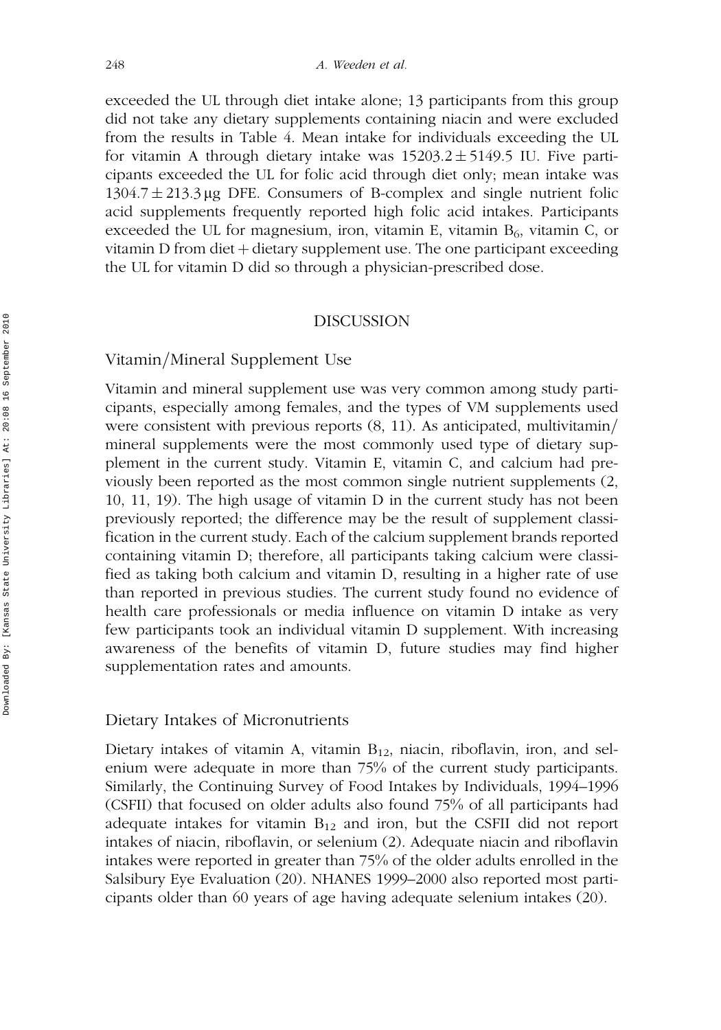exceeded the UL through diet intake alone; 13 participants from this group did not take any dietary supplements containing niacin and were excluded from the results in Table 4. Mean intake for individuals exceeding the UL for vitamin A through dietary intake was $15203.2 \pm 5149.5$ IU. Five participants exceeded the UL for folic acid through diet only; mean intake was $1304.7 \pm 213.3$ μg DFE. Consumers of B-complex and single nutrient folic acid supplements frequently reported high folic acid intakes. Participants exceeded the UL for magnesium, iron, vitamin E, vitamin $B_6$, vitamin C, or vitamin D from diet + dietary supplement use. The one participant exceeding the UL for vitamin D did so through a physician-prescribed dose.

## DISCUSSION

### Vitamin/Mineral Supplement Use

Vitamin and mineral supplement use was very common among study participants, especially among females, and the types of VM supplements used were consistent with previous reports (8, 11). As anticipated, multivitamin/mineral supplements were the most commonly used type of dietary supplement in the current study. Vitamin E, vitamin C, and calcium had previously been reported as the most common single nutrient supplements (2, 10, 11, 19). The high usage of vitamin D in the current study has not been previously reported; the difference may be the result of supplement classification in the current study. Each of the calcium supplement brands reported containing vitamin D; therefore, all participants taking calcium were classified as taking both calcium and vitamin D, resulting in a higher rate of use than reported in previous studies. The current study found no evidence of health care professionals or media influence on vitamin D intake as very few participants took an individual vitamin D supplement. With increasing awareness of the benefits of vitamin D, future studies may find higher supplementation rates and amounts.

### Dietary Intakes of Micronutrients

Dietary intakes of vitamin A, vitamin $B_{12}$, niacin, riboflavin, iron, and selenium were adequate in more than 75% of the current study participants. Similarly, the Continuing Survey of Food Intakes by Individuals, 1994–1996 (CSFII) that focused on older adults also found 75% of all participants had adequate intakes for vitamin $B_{12}$ and iron, but the CSFII did not report intakes of niacin, riboflavin, or selenium (2). Adequate niacin and riboflavin intakes were reported in greater than 75% of the older adults enrolled in the Salsibury Eye Evaluation (20). NHANES 1999–2000 also reported most participants older than 60 years of age having adequate selenium intakes (20).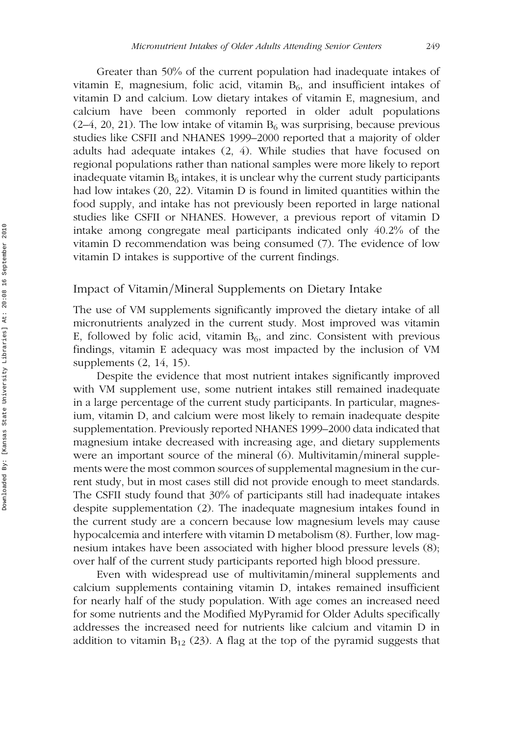Greater than 50% of the current population had inadequate intakes of vitamin E, magnesium, folic acid, vitamin $B_6$, and insufficient intakes of vitamin D and calcium. Low dietary intakes of vitamin E, magnesium, and calcium have been commonly reported in older adult populations (2–4, 20, 21). The low intake of vitamin $B_6$ was surprising, because previous studies like CSFII and NHANES 1999–2000 reported that a majority of older adults had adequate intakes (2, 4). While studies that have focused on regional populations rather than national samples were more likely to report inadequate vitamin $B_6$ intakes, it is unclear why the current study participants had low intakes (20, 22). Vitamin D is found in limited quantities within the food supply, and intake has not previously been reported in large national studies like CSFII or NHANES. However, a previous report of vitamin D intake among congregate meal participants indicated only 40.2% of the vitamin D recommendation was being consumed (7). The evidence of low vitamin D intakes is supportive of the current findings.

## Impact of Vitamin/Mineral Supplements on Dietary Intake

The use of VM supplements significantly improved the dietary intake of all micronutrients analyzed in the current study. Most improved was vitamin E, followed by folic acid, vitamin $B_6$, and zinc. Consistent with previous findings, vitamin E adequacy was most impacted by the inclusion of VM supplements (2, 14, 15).

Despite the evidence that most nutrient intakes significantly improved with VM supplement use, some nutrient intakes still remained inadequate in a large percentage of the current study participants. In particular, magnesium, vitamin D, and calcium were most likely to remain inadequate despite supplementation. Previously reported NHANES 1999–2000 data indicated that magnesium intake decreased with increasing age, and dietary supplements were an important source of the mineral (6). Multivitamin/mineral supplements were the most common sources of supplemental magnesium in the current study, but in most cases still did not provide enough to meet standards. The CSFII study found that 30% of participants still had inadequate intakes despite supplementation (2). The inadequate magnesium intakes found in the current study are a concern because low magnesium levels may cause hypocalcemia and interfere with vitamin D metabolism (8). Further, low magnesium intakes have been associated with higher blood pressure levels (8); over half of the current study participants reported high blood pressure.

Even with widespread use of multivitamin/mineral supplements and calcium supplements containing vitamin D, intakes remained insufficient for nearly half of the study population. With age comes an increased need for some nutrients and the Modified MyPyramid for Older Adults specifically addresses the increased need for nutrients like calcium and vitamin D in addition to vitamin $B_{12}$ (23). A flag at the top of the pyramid suggests that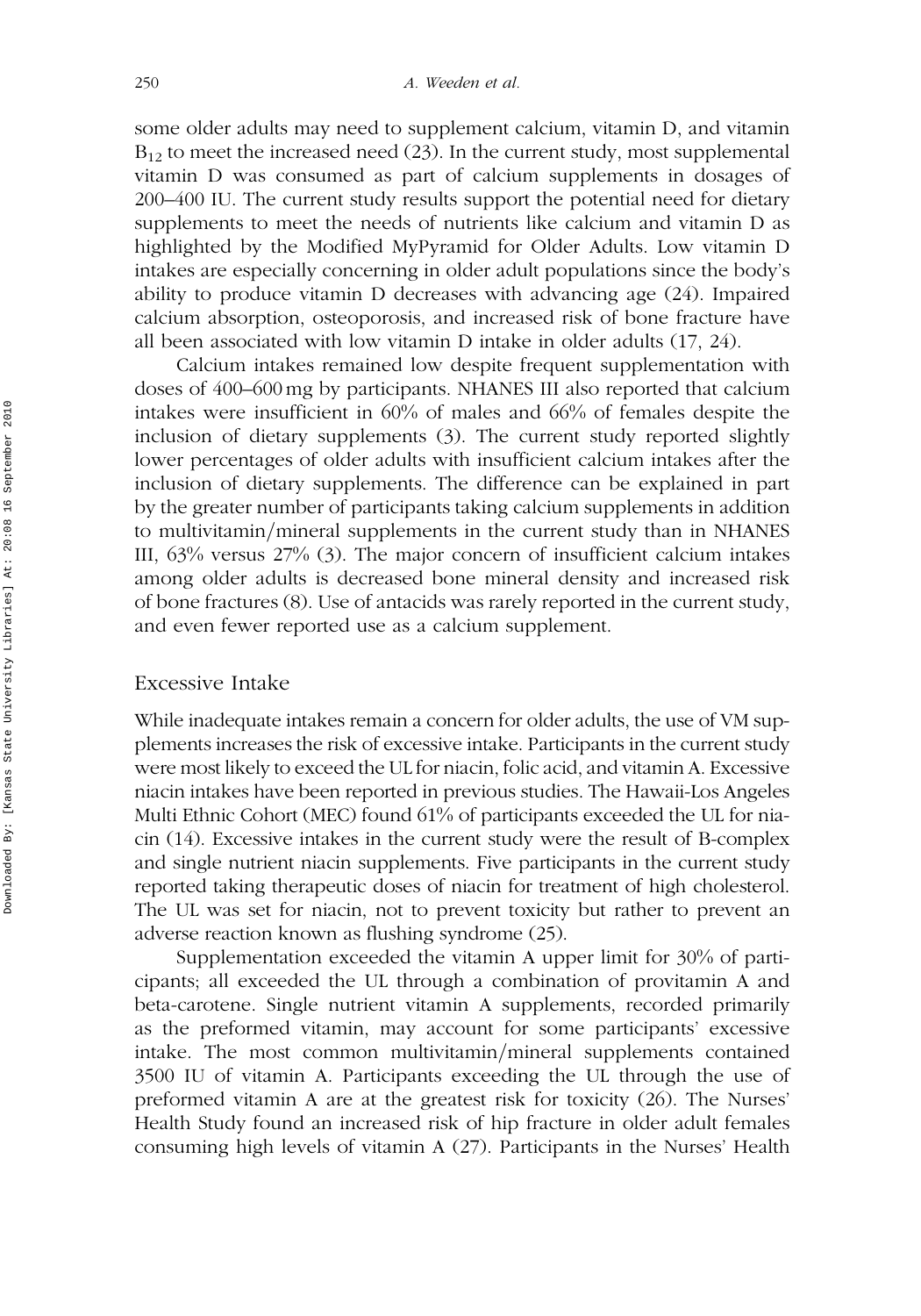some older adults may need to supplement calcium, vitamin D, and vitamin $B_{12}$ to meet the increased need (23). In the current study, most supplemental vitamin D was consumed as part of calcium supplements in dosages of 200–400 IU. The current study results support the potential need for dietary supplements to meet the needs of nutrients like calcium and vitamin D as highlighted by the Modified MyPyramid for Older Adults. Low vitamin D intakes are especially concerning in older adult populations since the body's ability to produce vitamin D decreases with advancing age (24). Impaired calcium absorption, osteoporosis, and increased risk of bone fracture have all been associated with low vitamin D intake in older adults (17, 24).

Calcium intakes remained low despite frequent supplementation with doses of 400–600 mg by participants. NHANES III also reported that calcium intakes were insufficient in 60% of males and 66% of females despite the inclusion of dietary supplements (3). The current study reported slightly lower percentages of older adults with insufficient calcium intakes after the inclusion of dietary supplements. The difference can be explained in part by the greater number of participants taking calcium supplements in addition to multivitamin/mineral supplements in the current study than in NHANES III, 63% versus 27% (3). The major concern of insufficient calcium intakes among older adults is decreased bone mineral density and increased risk of bone fractures (8). Use of antacids was rarely reported in the current study, and even fewer reported use as a calcium supplement.

## Excessive Intake

While inadequate intakes remain a concern for older adults, the use of VM supplements increases the risk of excessive intake. Participants in the current study were most likely to exceed the UL for niacin, folic acid, and vitamin A. Excessive niacin intakes have been reported in previous studies. The Hawaii-Los Angeles Multi Ethnic Cohort (MEC) found 61% of participants exceeded the UL for niacin (14). Excessive intakes in the current study were the result of B-complex and single nutrient niacin supplements. Five participants in the current study reported taking therapeutic doses of niacin for treatment of high cholesterol. The UL was set for niacin, not to prevent toxicity but rather to prevent an adverse reaction known as flushing syndrome (25).

Supplementation exceeded the vitamin A upper limit for 30% of participants; all exceeded the UL through a combination of provitamin A and beta-carotene. Single nutrient vitamin A supplements, recorded primarily as the preformed vitamin, may account for some participants' excessive intake. The most common multivitamin/mineral supplements contained 3500 IU of vitamin A. Participants exceeding the UL through the use of preformed vitamin A are at the greatest risk for toxicity (26). The Nurses' Health Study found an increased risk of hip fracture in older adult females consuming high levels of vitamin A (27). Participants in the Nurses' Health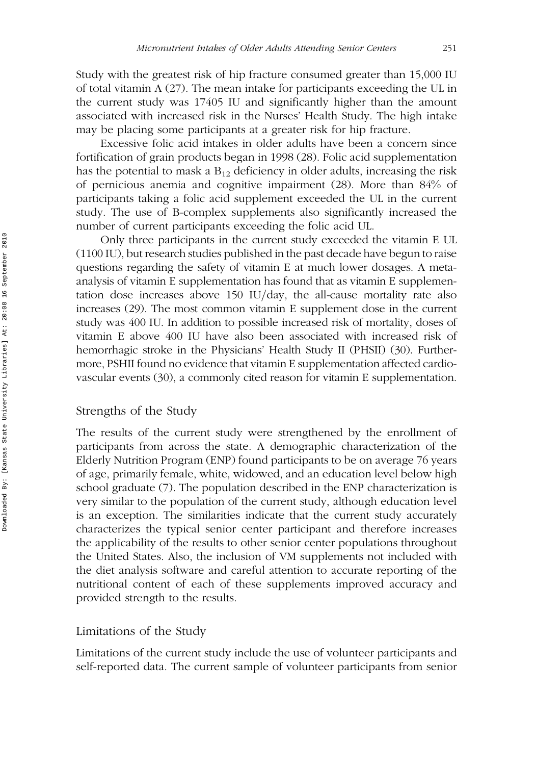Study with the greatest risk of hip fracture consumed greater than 15,000 IU of total vitamin A (27). The mean intake for participants exceeding the UL in the current study was 17405 IU and significantly higher than the amount associated with increased risk in the Nurses' Health Study. The high intake may be placing some participants at a greater risk for hip fracture.

Excessive folic acid intakes in older adults have been a concern since fortification of grain products began in 1998 (28). Folic acid supplementation has the potential to mask a $B_{12}$ deficiency in older adults, increasing the risk of pernicious anemia and cognitive impairment (28). More than 84% of participants taking a folic acid supplement exceeded the UL in the current study. The use of B-complex supplements also significantly increased the number of current participants exceeding the folic acid UL.

Only three participants in the current study exceeded the vitamin E UL (1100 IU), but research studies published in the past decade have begun to raise questions regarding the safety of vitamin E at much lower dosages. A meta-analysis of vitamin E supplementation has found that as vitamin E supplementation dose increases above 150 IU/day, the all-cause mortality rate also increases (29). The most common vitamin E supplement dose in the current study was 400 IU. In addition to possible increased risk of mortality, doses of vitamin E above 400 IU have also been associated with increased risk of hemorrhagic stroke in the Physicians' Health Study II (PHSII) (30). Furthermore, PSHII found no evidence that vitamin E supplementation affected cardiovascular events (30), a commonly cited reason for vitamin E supplementation.

## Strengths of the Study

The results of the current study were strengthened by the enrollment of participants from across the state. A demographic characterization of the Elderly Nutrition Program (ENP) found participants to be on average 76 years of age, primarily female, white, widowed, and an education level below high school graduate (7). The population described in the ENP characterization is very similar to the population of the current study, although education level is an exception. The similarities indicate that the current study accurately characterizes the typical senior center participant and therefore increases the applicability of the results to other senior center populations throughout the United States. Also, the inclusion of VM supplements not included with the diet analysis software and careful attention to accurate reporting of the nutritional content of each of these supplements improved accuracy and provided strength to the results.

## Limitations of the Study

Limitations of the current study include the use of volunteer participants and self-reported data. The current sample of volunteer participants from senior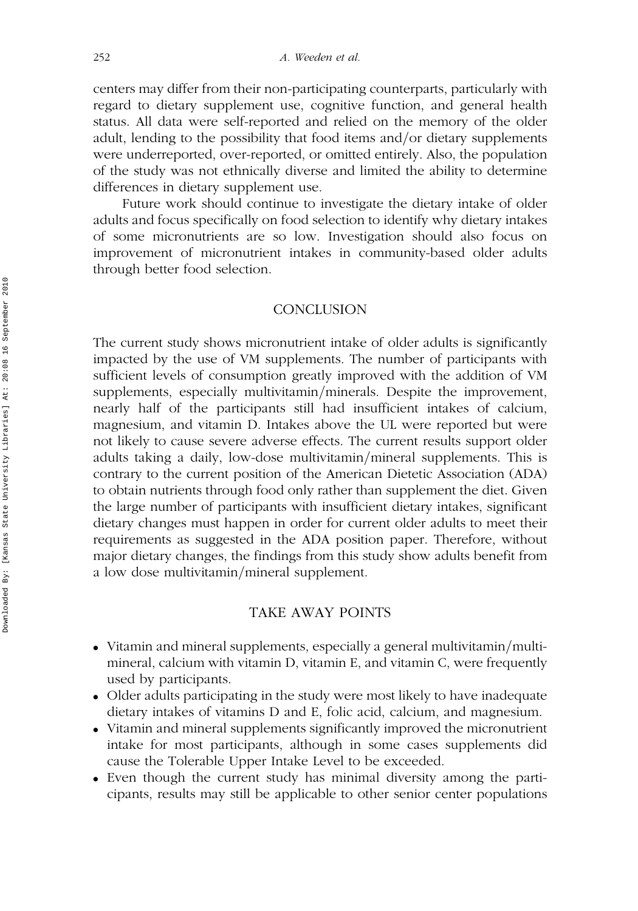centers may differ from their non-participating counterparts, particularly with regard to dietary supplement use, cognitive function, and general health status. All data were self-reported and relied on the memory of the older adult, lending to the possibility that food items and/or dietary supplements were underreported, over-reported, or omitted entirely. Also, the population of the study was not ethnically diverse and limited the ability to determine differences in dietary supplement use.

Future work should continue to investigate the dietary intake of older adults and focus specifically on food selection to identify why dietary intakes of some micronutrients are so low. Investigation should also focus on improvement of micronutrient intakes in community-based older adults through better food selection.

## CONCLUSION

The current study shows micronutrient intake of older adults is significantly impacted by the use of VM supplements. The number of participants with sufficient levels of consumption greatly improved with the addition of VM supplements, especially multivitamin/minerals. Despite the improvement, nearly half of the participants still had insufficient intakes of calcium, magnesium, and vitamin D. Intakes above the UL were reported but were not likely to cause severe adverse effects. The current results support older adults taking a daily, low-dose multivitamin/mineral supplements. This is contrary to the current position of the American Dietetic Association (ADA) to obtain nutrients through food only rather than supplement the diet. Given the large number of participants with insufficient dietary intakes, significant dietary changes must happen in order for current older adults to meet their requirements as suggested in the ADA position paper. Therefore, without major dietary changes, the findings from this study show adults benefit from a low dose multivitamin/mineral supplement.

## TAKE AWAY POINTS

- Vitamin and mineral supplements, especially a general multivitamin/multimineral, calcium with vitamin D, vitamin E, and vitamin C, were frequently used by participants.
- Older adults participating in the study were most likely to have inadequate dietary intakes of vitamins D and E, folic acid, calcium, and magnesium.
- Vitamin and mineral supplements significantly improved the micronutrient intake for most participants, although in some cases supplements did cause the Tolerable Upper Intake Level to be exceeded.
- Even though the current study has minimal diversity among the participants, results may still be applicable to other senior center populations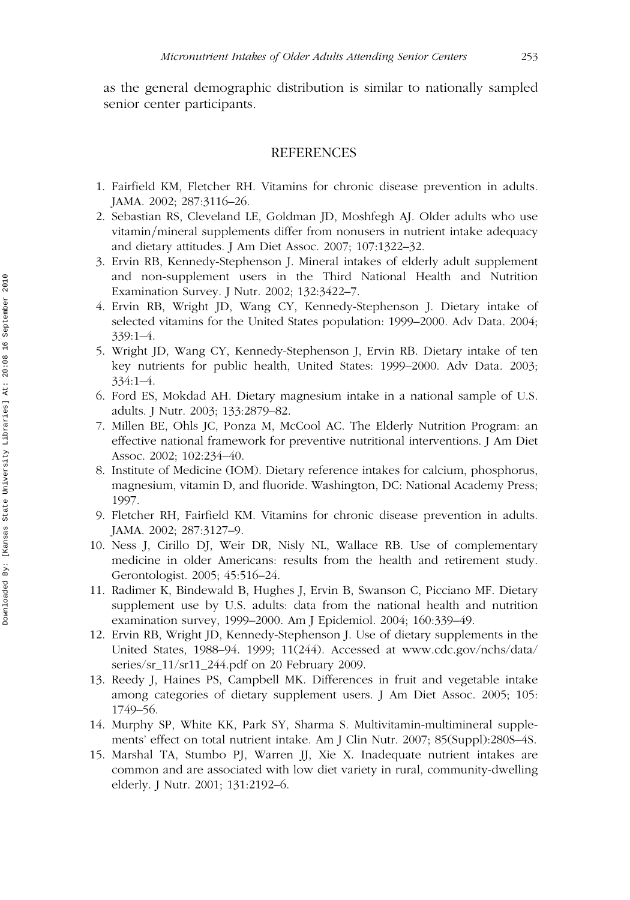as the general demographic distribution is similar to nationally sampled senior center participants.

## REFERENCES

1. Fairfield KM, Fletcher RH. Vitamins for chronic disease prevention in adults. JAMA. 2002; 287:3116–26.
2. Sebastian RS, Cleveland LE, Goldman JD, Moshfegh AJ. Older adults who use vitamin/mineral supplements differ from nonusers in nutrient intake adequacy and dietary attitudes. J Am Diet Assoc. 2007; 107:1322–32.
3. Ervin RB, Kennedy-Stephenson J. Mineral intakes of elderly adult supplement and non-supplement users in the Third National Health and Nutrition Examination Survey. J Nutr. 2002; 132:3422–7.
4. Ervin RB, Wright JD, Wang CY, Kennedy-Stephenson J. Dietary intake of selected vitamins for the United States population: 1999–2000. Adv Data. 2004; 339:1–4.
5. Wright JD, Wang CY, Kennedy-Stephenson J, Ervin RB. Dietary intake of ten key nutrients for public health, United States: 1999–2000. Adv Data. 2003; 334:1–4.
6. Ford ES, Mokdad AH. Dietary magnesium intake in a national sample of U.S. adults. J Nutr. 2003; 133:2879–82.
7. Millen BE, Ohls JC, Ponza M, McCool AC. The Elderly Nutrition Program: an effective national framework for preventive nutritional interventions. J Am Diet Assoc. 2002; 102:234–40.
8. Institute of Medicine (IOM). Dietary reference intakes for calcium, phosphorus, magnesium, vitamin D, and fluoride. Washington, DC: National Academy Press; 1997.
9. Fletcher RH, Fairfield KM. Vitamins for chronic disease prevention in adults. JAMA. 2002; 287:3127–9.
10. Ness J, Cirillo DJ, Weir DR, Nisly NL, Wallace RB. Use of complementary medicine in older Americans: results from the health and retirement study. Gerontologist. 2005; 45:516–24.
11. Radimer K, Bindewald B, Hughes J, Ervin B, Swanson C, Picciano MF. Dietary supplement use by U.S. adults: data from the national health and nutrition examination survey, 1999–2000. Am J Epidemiol. 2004; 160:339–49.
12. Ervin RB, Wright JD, Kennedy-Stephenson J. Use of dietary supplements in the United States, 1988–94. 1999; 11(244). Accessed at www.cdc.gov/nchs/data/series/sr_11/sr11_244.pdf on 20 February 2009.
13. Reedy J, Haines PS, Campbell MK. Differences in fruit and vegetable intake among categories of dietary supplement users. J Am Diet Assoc. 2005; 105: 1749–56.
14. Murphy SP, White KK, Park SY, Sharma S. Multivitamin-multimineral supplements' effect on total nutrient intake. Am J Clin Nutr. 2007; 85(Suppl):280S–4S.
15. Marshal TA, Stumbo PJ, Warren JJ, Xie X. Inadequate nutrient intakes are common and are associated with low diet variety in rural, community-dwelling elderly. J Nutr. 2001; 131:2192–6.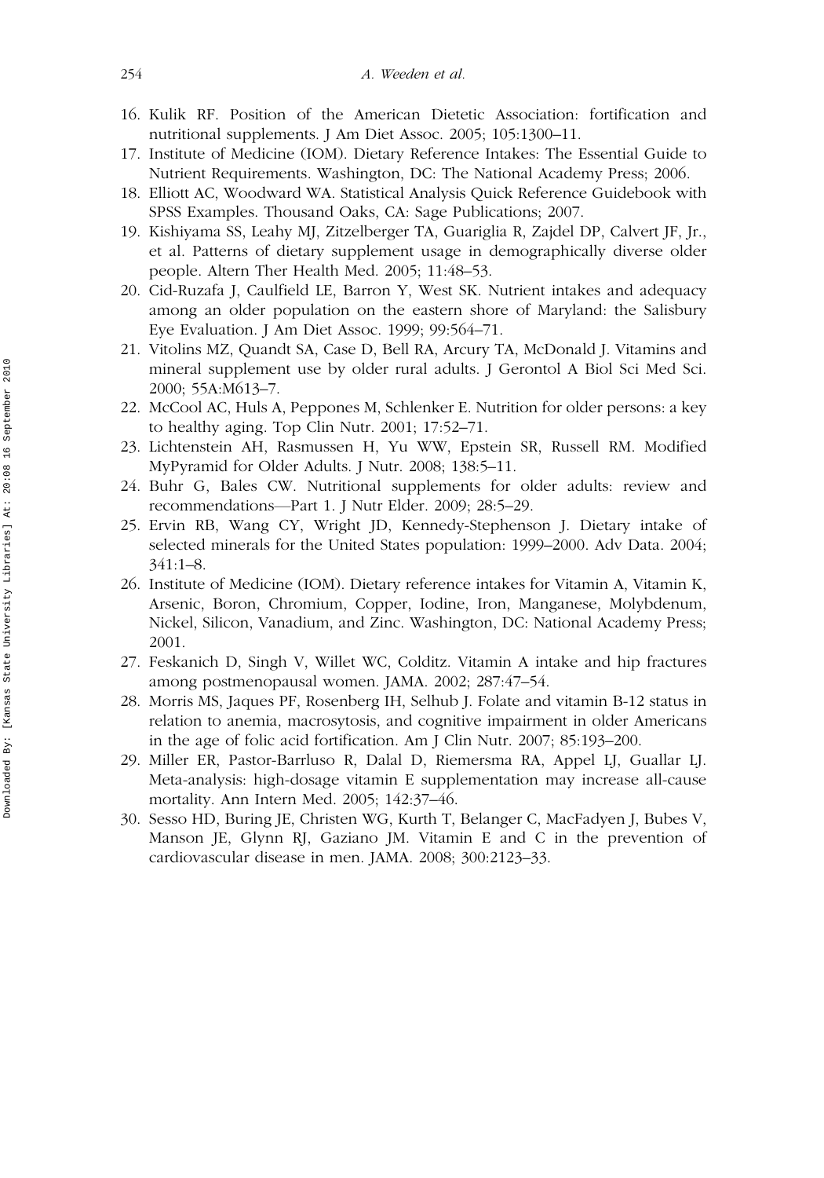16. Kulik RF. Position of the American Dietetic Association: fortification and nutritional supplements. J Am Diet Assoc. 2005; 105:1300–11.
17. Institute of Medicine (IOM). Dietary Reference Intakes: The Essential Guide to Nutrient Requirements. Washington, DC: The National Academy Press; 2006.
18. Elliott AC, Woodward WA. Statistical Analysis Quick Reference Guidebook with SPSS Examples. Thousand Oaks, CA: Sage Publications; 2007.
19. Kishiyama SS, Leahy MJ, Zitzelberger TA, Guariglia R, Zajdel DP, Calvert JF, Jr., et al. Patterns of dietary supplement usage in demographically diverse older people. Altern Ther Health Med. 2005; 11:48–53.
20. Cid-Ruzafa J, Caulfield LE, Barron Y, West SK. Nutrient intakes and adequacy among an older population on the eastern shore of Maryland: the Salisbury Eye Evaluation. J Am Diet Assoc. 1999; 99:564–71.
21. Vitolins MZ, Quandt SA, Case D, Bell RA, Arcury TA, McDonald J. Vitamins and mineral supplement use by older rural adults. J Gerontol A Biol Sci Med Sci. 2000; 55A:M613–7.
22. McCool AC, Huls A, Peppones M, Schlenker E. Nutrition for older persons: a key to healthy aging. Top Clin Nutr. 2001; 17:52–71.
23. Lichtenstein AH, Rasmussen H, Yu WW, Epstein SR, Russell RM. Modified MyPyramid for Older Adults. J Nutr. 2008; 138:5–11.
24. Buhr G, Bales CW. Nutritional supplements for older adults: review and recommendations—Part 1. J Nutr Elder. 2009; 28:5–29.
25. Ervin RB, Wang CY, Wright JD, Kennedy-Stephenson J. Dietary intake of selected minerals for the United States population: 1999–2000. Adv Data. 2004; 341:1–8.
26. Institute of Medicine (IOM). Dietary reference intakes for Vitamin A, Vitamin K, Arsenic, Boron, Chromium, Copper, Iodine, Iron, Manganese, Molybdenum, Nickel, Silicon, Vanadium, and Zinc. Washington, DC: National Academy Press; 2001.
27. Feskanich D, Singh V, Willet WC, Colditz. Vitamin A intake and hip fractures among postmenopausal women. JAMA. 2002; 287:47–54.
28. Morris MS, Jaques PF, Rosenberg IH, Selhub J. Folate and vitamin B-12 status in relation to anemia, macrosytosis, and cognitive impairment in older Americans in the age of folic acid fortification. Am J Clin Nutr. 2007; 85:193–200.
29. Miller ER, Pastor-Barrluso R, Dalal D, Riemersma RA, Appel LJ, Guallar LJ. Meta-analysis: high-dosage vitamin E supplementation may increase all-cause mortality. Ann Intern Med. 2005; 142:37–46.
30. Sesso HD, Buring JE, Christen WG, Kurth T, Belanger C, MacFadyen J, Bubes V, Manson JE, Glynn RJ, Gaziano JM. Vitamin E and C in the prevention of cardiovascular disease in men. JAMA. 2008; 300:2123–33.